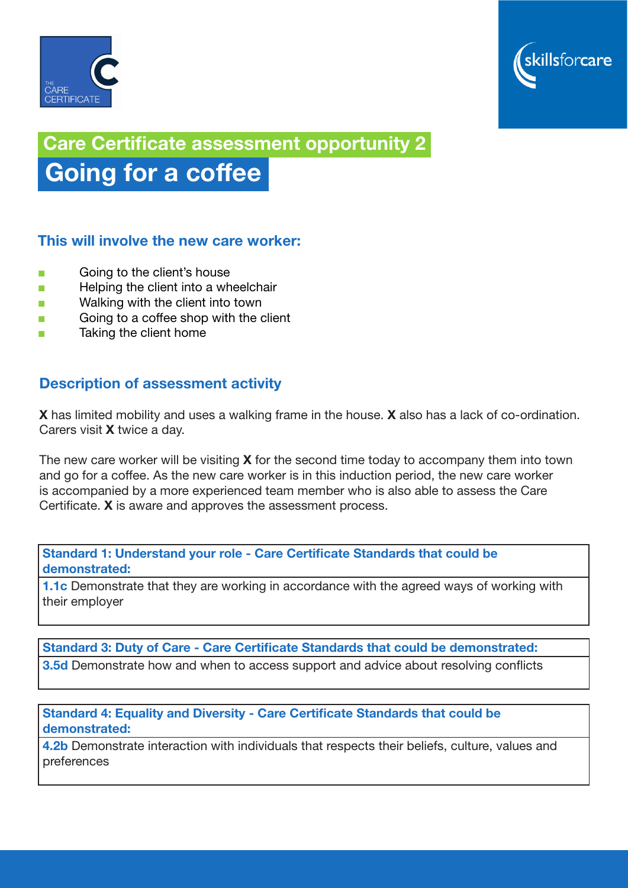THE CARE CERTIFICATE

skillsforcare

## Care Certificate assessment opportunity 2

# Going for a coffee

### This will involve the new care worker:

- Going to the client's house
- Helping the client into a wheelchair
- Walking with the client into town
- Going to a coffee shop with the client
- Taking the client home

### Description of assessment activity

**X** has limited mobility and uses a walking frame in the house. **X** also has a lack of co-ordination. Carers visit **X** twice a day.

The new care worker will be visiting **X** for the second time today to accompany them into town and go for a coffee. As the new care worker is in this induction period, the new care worker is accompanied by a more experienced team member who is also able to assess the Care Certificate. **X** is aware and approves the assessment process.

| Standard 1: Understand your role - Care Certificate Standards that could be demonstrated: |
| --- |
| **1.1c** Demonstrate that they are working in accordance with the agreed ways of working with their employer |

| Standard 3: Duty of Care - Care Certificate Standards that could be demonstrated: |
| --- |
| **3.5d** Demonstrate how and when to access support and advice about resolving conflicts |

| Standard 4: Equality and Diversity - Care Certificate Standards that could be demonstrated: |
| --- |
| **4.2b** Demonstrate interaction with individuals that respects their beliefs, culture, values and preferences |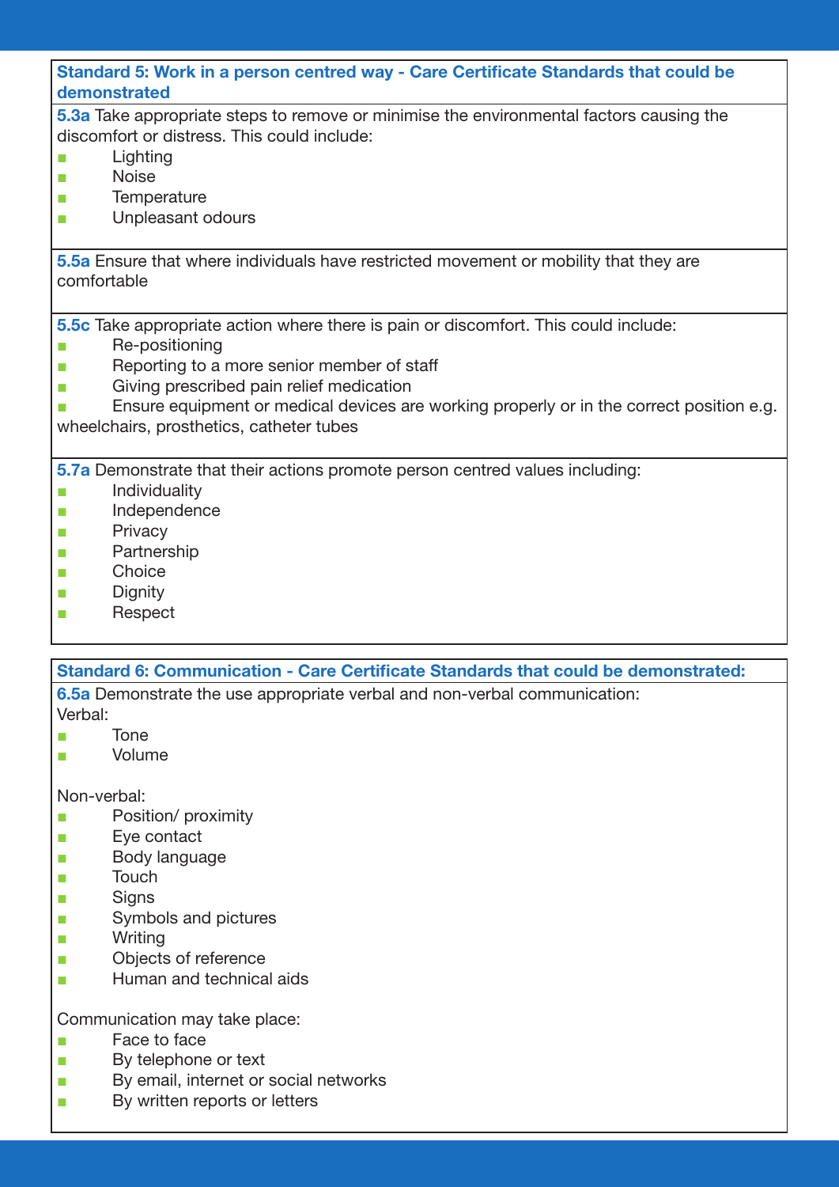### Standard 5: Work in a person centred way - Care Certificate Standards that could be demonstrated

**5.3a** Take appropriate steps to remove or minimise the environmental factors causing the discomfort or distress. This could include:

- Lighting
- Noise
- Temperature
- Unpleasant odours

**5.5a** Ensure that where individuals have restricted movement or mobility that they are comfortable

**5.5c** Take appropriate action where there is pain or discomfort. This could include:

- Re-positioning
- Reporting to a more senior member of staff
- Giving prescribed pain relief medication
- Ensure equipment or medical devices are working properly or in the correct position e.g. wheelchairs, prosthetics, catheter tubes

**5.7a** Demonstrate that their actions promote person centred values including:

- Individuality
- Independence
- Privacy
- Partnership
- Choice
- Dignity
- Respect

### Standard 6: Communication - Care Certificate Standards that could be demonstrated:

**6.5a** Demonstrate the use appropriate verbal and non-verbal communication:

Verbal:

- Tone
- Volume

Non-verbal:

- Position/ proximity
- Eye contact
- Body language
- Touch
- Signs
- Symbols and pictures
- Writing
- Objects of reference
- Human and technical aids

Communication may take place:

- Face to face
- By telephone or text
- By email, internet or social networks
- By written reports or letters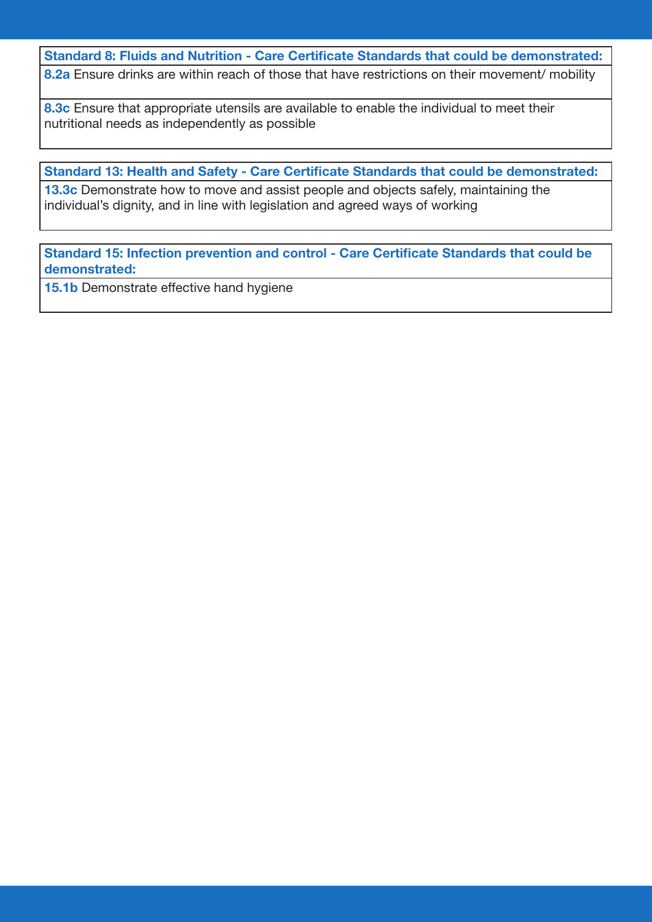| Standard 8: Fluids and Nutrition - Care Certificate Standards that could be demonstrated: |
| --- |
| **8.2a** Ensure drinks are within reach of those that have restrictions on their movement/ mobility |
| **8.3c** Ensure that appropriate utensils are available to enable the individual to meet their nutritional needs as independently as possible |

| Standard 13: Health and Safety - Care Certificate Standards that could be demonstrated: |
| --- |
| **13.3c** Demonstrate how to move and assist people and objects safely, maintaining the individual's dignity, and in line with legislation and agreed ways of working |

| Standard 15: Infection prevention and control - Care Certificate Standards that could be demonstrated: |
| --- |
| **15.1b** Demonstrate effective hand hygiene |